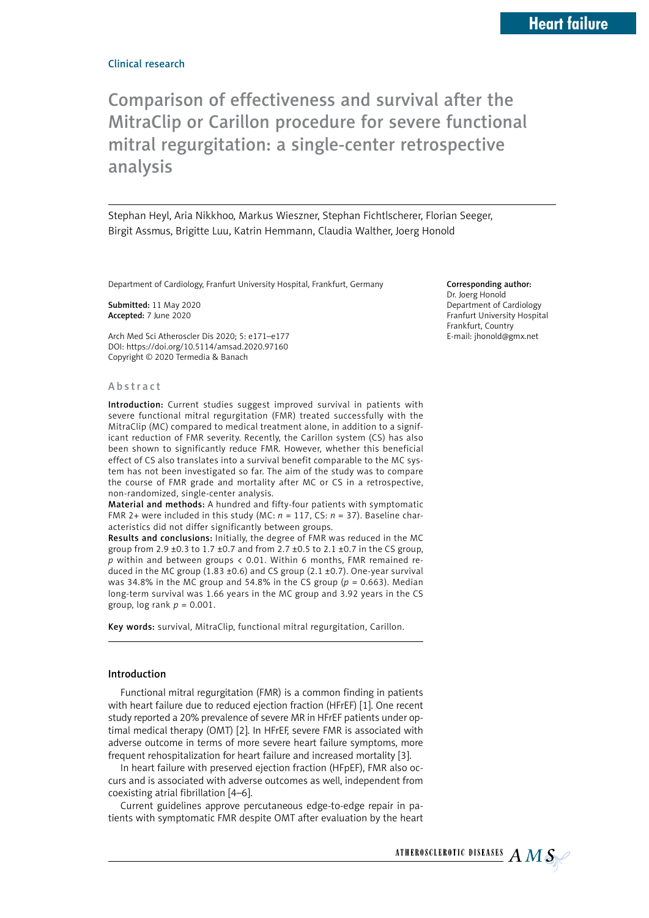Heart failure

Clinical research

# Comparison of effectiveness and survival after the MitraClip or Carillon procedure for severe functional mitral regurgitation: a single-center retrospective analysis

Stephan Heyl, Aria Nikkhoo, Markus Wieszner, Stephan Fichtlscherer, Florian Seeger, Birgit Assmus, Brigitte Luu, Katrin Hemmann, Claudia Walther, Joerg Honold

Department of Cardiology, Franfurt University Hospital, Frankfurt, Germany

**Submitted:** 11 May 2020
**Accepted:** 7 June 2020

Arch Med Sci Atheroscler Dis 2020; 5: e171–e177
DOI: https://doi.org/10.5114/amsad.2020.97160
Copyright © 2020 Termedia & Banach

**Corresponding author:**
Dr. Joerg Honold
Department of Cardiology
Franfurt University Hospital
Frankfurt, Country
E-mail: jhonold@gmx.net

## Abstract

**Introduction:** Current studies suggest improved survival in patients with severe functional mitral regurgitation (FMR) treated successfully with the MitraClip (MC) compared to medical treatment alone, in addition to a significant reduction of FMR severity. Recently, the Carillon system (CS) has also been shown to significantly reduce FMR. However, whether this beneficial effect of CS also translates into a survival benefit comparable to the MC system has not been investigated so far. The aim of the study was to compare the course of FMR grade and mortality after MC or CS in a retrospective, non-randomized, single-center analysis.

**Material and methods:** A hundred and fifty-four patients with symptomatic FMR 2+ were included in this study (MC: $n$ = 117, CS: $n$ = 37). Baseline characteristics did not differ significantly between groups.

**Results and conclusions:** Initially, the degree of FMR was reduced in the MC group from 2.9 ±0.3 to 1.7 ±0.7 and from 2.7 ±0.5 to 2.1 ±0.7 in the CS group, $p$ within and between groups < 0.01. Within 6 months, FMR remained reduced in the MC group (1.83 ±0.6) and CS group (2.1 ±0.7). One-year survival was 34.8% in the MC group and 54.8% in the CS group ($p$ = 0.663). Median long-term survival was 1.66 years in the MC group and 3.92 years in the CS group, log rank $p$ = 0.001.

**Key words:** survival, MitraClip, functional mitral regurgitation, Carillon.

## Introduction

Functional mitral regurgitation (FMR) is a common finding in patients with heart failure due to reduced ejection fraction (HFrEF) [1]. One recent study reported a 20% prevalence of severe MR in HFrEF patients under optimal medical therapy (OMT) [2]. In HFrEF, severe FMR is associated with adverse outcome in terms of more severe heart failure symptoms, more frequent rehospitalization for heart failure and increased mortality [3].

In heart failure with preserved ejection fraction (HFpEF), FMR also occurs and is associated with adverse outcomes as well, independent from coexisting atrial fibrillation [4–6].

Current guidelines approve percutaneous edge-to-edge repair in patients with symptomatic FMR despite OMT after evaluation by the heart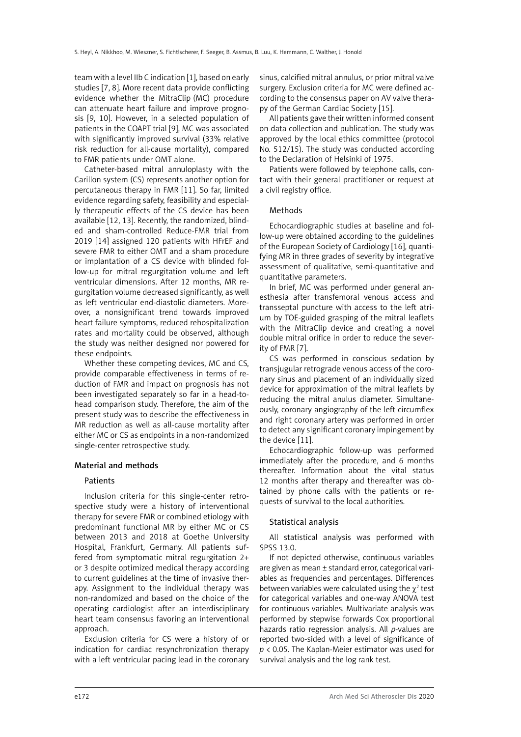team with a level IIb C indication [1], based on early studies [7, 8]. More recent data provide conflicting evidence whether the MitraClip (MC) procedure can attenuate heart failure and improve prognosis [9, 10]. However, in a selected population of patients in the COAPT trial [9], MC was associated with significantly improved survival (33% relative risk reduction for all-cause mortality), compared to FMR patients under OMT alone.

Catheter-based mitral annuloplasty with the Carillon system (CS) represents another option for percutaneous therapy in FMR [11]. So far, limited evidence regarding safety, feasibility and especially therapeutic effects of the CS device has been available [12, 13]. Recently, the randomized, blinded and sham-controlled Reduce-FMR trial from 2019 [14] assigned 120 patients with HFrEF and severe FMR to either OMT and a sham procedure or implantation of a CS device with blinded follow-up for mitral regurgitation volume and left ventricular dimensions. After 12 months, MR regurgitation volume decreased significantly, as well as left ventricular end-diastolic diameters. Moreover, a nonsignificant trend towards improved heart failure symptoms, reduced rehospitalization rates and mortality could be observed, although the study was neither designed nor powered for these endpoints.

Whether these competing devices, MC and CS, provide comparable effectiveness in terms of reduction of FMR and impact on prognosis has not been investigated separately so far in a head-to-head comparison study. Therefore, the aim of the present study was to describe the effectiveness in MR reduction as well as all-cause mortality after either MC or CS as endpoints in a non-randomized single-center retrospective study.

## Material and methods

### Patients

Inclusion criteria for this single-center retrospective study were a history of interventional therapy for severe FMR or combined etiology with predominant functional MR by either MC or CS between 2013 and 2018 at Goethe University Hospital, Frankfurt, Germany. All patients suffered from symptomatic mitral regurgitation 2+ or 3 despite optimized medical therapy according to current guidelines at the time of invasive therapy. Assignment to the individual therapy was non-randomized and based on the choice of the operating cardiologist after an interdisciplinary heart team consensus favoring an interventional approach.

Exclusion criteria for CS were a history of or indication for cardiac resynchronization therapy with a left ventricular pacing lead in the coronary sinus, calcified mitral annulus, or prior mitral valve surgery. Exclusion criteria for MC were defined according to the consensus paper on AV valve therapy of the German Cardiac Society [15].

All patients gave their written informed consent on data collection and publication. The study was approved by the local ethics committee (protocol No. 512/15). The study was conducted according to the Declaration of Helsinki of 1975.

Patients were followed by telephone calls, contact with their general practitioner or request at a civil registry office.

### Methods

Echocardiographic studies at baseline and follow-up were obtained according to the guidelines of the European Society of Cardiology [16], quantifying MR in three grades of severity by integrative assessment of qualitative, semi-quantitative and quantitative parameters.

In brief, MC was performed under general anesthesia after transfemoral venous access and transseptal puncture with access to the left atrium by TOE-guided grasping of the mitral leaflets with the MitraClip device and creating a novel double mitral orifice in order to reduce the severity of FMR [7].

CS was performed in conscious sedation by transjugular retrograde venous access of the coronary sinus and placement of an individually sized device for approximation of the mitral leaflets by reducing the mitral anulus diameter. Simultaneously, coronary angiography of the left circumflex and right coronary artery was performed in order to detect any significant coronary impingement by the device [11].

Echocardiographic follow-up was performed immediately after the procedure, and 6 months thereafter. Information about the vital status 12 months after therapy and thereafter was obtained by phone calls with the patients or requests of survival to the local authorities.

### Statistical analysis

All statistical analysis was performed with SPSS 13.0.

If not depicted otherwise, continuous variables are given as mean ± standard error, categorical variables as frequencies and percentages. Differences between variables were calculated using the $\chi^2$ test for categorical variables and one-way ANOVA test for continuous variables. Multivariate analysis was performed by stepwise forwards Cox proportional hazards ratio regression analysis. All *p*-values are reported two-sided with a level of significance of $p < 0.05$. The Kaplan-Meier estimator was used for survival analysis and the log rank test.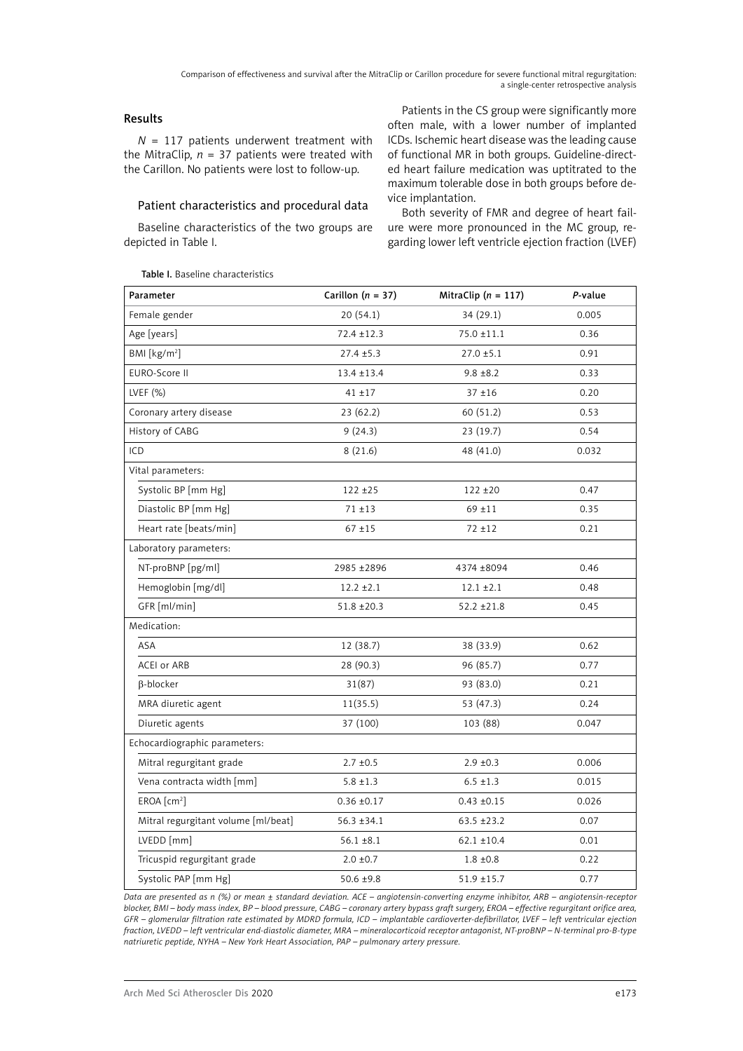## Results

$N$ = 117 patients underwent treatment with the MitraClip, $n$ = 37 patients were treated with the Carillon. No patients were lost to follow-up.

### Patient characteristics and procedural data

Baseline characteristics of the two groups are depicted in Table I.

Patients in the CS group were significantly more often male, with a lower number of implanted ICDs. Ischemic heart disease was the leading cause of functional MR in both groups. Guideline-directed heart failure medication was uptitrated to the maximum tolerable dose in both groups before device implantation.

Both severity of FMR and degree of heart failure were more pronounced in the MC group, regarding lower left ventricle ejection fraction (LVEF)

**Table I.** Baseline characteristics

| Parameter | Carillon ($n$ = 37) | MitraClip ($n$ = 117) | $P$-value |
|---|---|---|---|
| Female gender | 20 (54.1) | 34 (29.1) | 0.005 |
| Age [years] | 72.4 ±12.3 | 75.0 ±11.1 | 0.36 |
| BMI [kg/m$^2$] | 27.4 ±5.3 | 27.0 ±5.1 | 0.91 |
| EURO-Score II | 13.4 ±13.4 | 9.8 ±8.2 | 0.33 |
| LVEF (%) | 41 ±17 | 37 ±16 | 0.20 |
| Coronary artery disease | 23 (62.2) | 60 (51.2) | 0.53 |
| History of CABG | 9 (24.3) | 23 (19.7) | 0.54 |
| ICD | 8 (21.6) | 48 (41.0) | 0.032 |
| Vital parameters: | | | |
| Systolic BP [mm Hg] | 122 ±25 | 122 ±20 | 0.47 |
| Diastolic BP [mm Hg] | 71 ±13 | 69 ±11 | 0.35 |
| Heart rate [beats/min] | 67 ±15 | 72 ±12 | 0.21 |
| Laboratory parameters: | | | |
| NT-proBNP [pg/ml] | 2985 ±2896 | 4374 ±8094 | 0.46 |
| Hemoglobin [mg/dl] | 12.2 ±2.1 | 12.1 ±2.1 | 0.48 |
| GFR [ml/min] | 51.8 ±20.3 | 52.2 ±21.8 | 0.45 |
| Medication: | | | |
| ASA | 12 (38.7) | 38 (33.9) | 0.62 |
| ACEI or ARB | 28 (90.3) | 96 (85.7) | 0.77 |
| β-blocker | 31(87) | 93 (83.0) | 0.21 |
| MRA diuretic agent | 11(35.5) | 53 (47.3) | 0.24 |
| Diuretic agents | 37 (100) | 103 (88) | 0.047 |
| Echocardiographic parameters: | | | |
| Mitral regurgitant grade | 2.7 ±0.5 | 2.9 ±0.3 | 0.006 |
| Vena contracta width [mm] | 5.8 ±1.3 | 6.5 ±1.3 | 0.015 |
| EROA [cm$^2$] | 0.36 ±0.17 | 0.43 ±0.15 | 0.026 |
| Mitral regurgitant volume [ml/beat] | 56.3 ±34.1 | 63.5 ±23.2 | 0.07 |
| LVEDD [mm] | 56.1 ±8.1 | 62.1 ±10.4 | 0.01 |
| Tricuspid regurgitant grade | 2.0 ±0.7 | 1.8 ±0.8 | 0.22 |
| Systolic PAP [mm Hg] | 50.6 ±9.8 | 51.9 ±15.7 | 0.77 |

*Data are presented as n (%) or mean ± standard deviation. ACE – angiotensin-converting enzyme inhibitor, ARB – angiotensin-receptor blocker, BMI – body mass index, BP – blood pressure, CABG – coronary artery bypass graft surgery, EROA – effective regurgitant orifice area, GFR – glomerular filtration rate estimated by MDRD formula, ICD – implantable cardioverter-defibrillator, LVEF – left ventricular ejection fraction, LVEDD – left ventricular end-diastolic diameter, MRA – mineralocorticoid receptor antagonist, NT-proBNP – N-terminal pro-B-type natriuretic peptide, NYHA – New York Heart Association, PAP – pulmonary artery pressure.*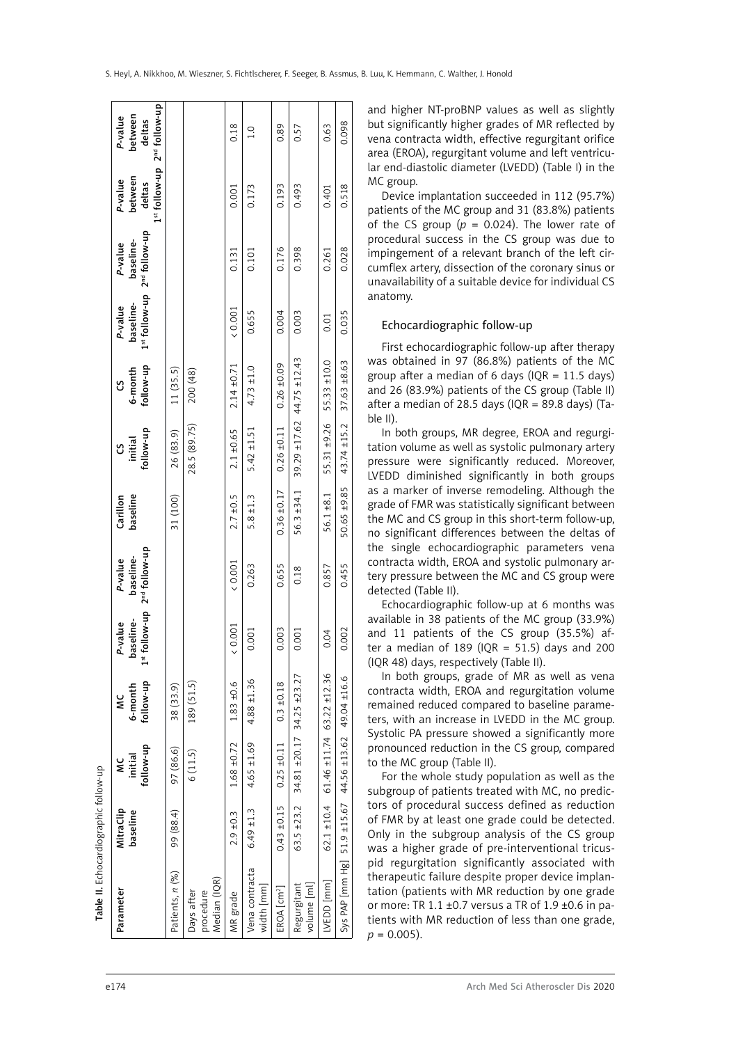**Table II.** Echocardiographic follow-up

| Parameter | MitraClip baseline | MC initial follow-up | MC 6-month follow-up | *P*-value baseline-1st follow-up | *P*-value baseline-2nd follow-up | Carillon baseline | CS initial follow-up | CS 6-month follow-up | *P*-value baseline-1st follow-up | *P*-value baseline-2nd follow-up | *P*-value between deltas 1st follow-up | *P*-value between deltas 2nd follow-up |
|---|---|---|---|---|---|---|---|---|---|---|---|---|
| Patients, *n* (%) | 99 (88.4) | 97 (86.6) | 38 (33.9) | | | 31 (100) | 26 (83.9) | 11 (35.5) | | | | |
| Days after procedure Median (IQR) | | 6 (11.5) | 189 (51.5) | | | | 28.5 (89.75) | 200 (48) | | | | |
| MR grade | 2.9 ±0.3 | 1.68 ±0.72 | 1.83 ±0.6 | < 0.001 | < 0.001 | 2.7 ±0.5 | 2.1 ±0.65 | 2.14 ±0.71 | < 0.001 | 0.131 | 0.001 | 0.18 |
| Vena contracta width [mm] | 6.49 ±1.3 | 4.65 ±1.69 | 4.88 ±1.36 | 0.001 | 0.263 | 5.8 ±1.3 | 5.42 ±1.51 | 4.73 ±1.0 | 0.655 | 0.101 | 0.173 | 1.0 |
| EROA [cm²] | 0.43 ±0.15 | 0.25 ±0.11 | 0.3 ±0.18 | 0.003 | 0.655 | 0.36 ±0.17 | 0.26 ±0.11 | 0.26 ±0.09 | 0.004 | 0.176 | 0.193 | 0.89 |
| Regurgitant volume [ml] | 63.5 ±23.2 | 34.81 ±20.17 | 34.25 ±23.27 | 0.001 | 0.18 | 56.3 ±34.1 | 39.29 ±17.62 | 44.75 ±12.43 | 0.003 | 0.398 | 0.493 | 0.57 |
| LVEDD [mm] | 62.1 ±10.4 | 61.46 ±11.74 | 63.22 ±12.36 | 0.04 | 0.857 | 56.1 ±8.1 | 55.31 ±9.26 | 55.33 ±10.0 | 0.01 | 0.261 | 0.401 | 0.63 |
| Sys PAP [mm Hg] | 51.9 ±15.67 | 44.56 ±13.62 | 49.04 ±16.6 | 0.002 | 0.455 | 50.65 ±9.85 | 43.74 ±15.2 | 37.63 ±8.63 | 0.035 | 0.028 | 0.518 | 0.098 |

and higher NT-proBNP values as well as slightly but significantly higher grades of MR reflected by vena contracta width, effective regurgitant orifice area (EROA), regurgitant volume and left ventricular end-diastolic diameter (LVEDD) (Table I) in the MC group.

Device implantation succeeded in 112 (95.7%) patients of the MC group and 31 (83.8%) patients of the CS group ($p$ = 0.024). The lower rate of procedural success in the CS group was due to impingement of a relevant branch of the left circumflex artery, dissection of the coronary sinus or unavailability of a suitable device for individual CS anatomy.

## Echocardiographic follow-up

First echocardiographic follow-up after therapy was obtained in 97 (86.8%) patients of the MC group after a median of 6 days (IQR = 11.5 days) and 26 (83.9%) patients of the CS group (Table II) after a median of 28.5 days (IQR = 89.8 days) (Table II).

In both groups, MR degree, EROA and regurgitation volume as well as systolic pulmonary artery pressure were significantly reduced. Moreover, LVEDD diminished significantly in both groups as a marker of inverse remodeling. Although the grade of FMR was statistically significant between the MC and CS group in this short-term follow-up, no significant differences between the deltas of the single echocardiographic parameters vena contracta width, EROA and systolic pulmonary artery pressure between the MC and CS group were detected (Table II).

Echocardiographic follow-up at 6 months was available in 38 patients of the MC group (33.9%) and 11 patients of the CS group (35.5%) after a median of 189 (IQR = 51.5) days and 200 (IQR 48) days, respectively (Table II).

In both groups, grade of MR as well as vena contracta width, EROA and regurgitation volume remained reduced compared to baseline parameters, with an increase in LVEDD in the MC group. Systolic PA pressure showed a significantly more pronounced reduction in the CS group, compared to the MC group (Table II).

For the whole study population as well as the subgroup of patients treated with MC, no predictors of procedural success defined as reduction of FMR by at least one grade could be detected. Only in the subgroup analysis of the CS group was a higher grade of pre-interventional tricuspid regurgitation significantly associated with therapeutic failure despite proper device implantation (patients with MR reduction by one grade or more: TR 1.1 ±0.7 versus a TR of 1.9 ±0.6 in patients with MR reduction of less than one grade, $p$ = 0.005).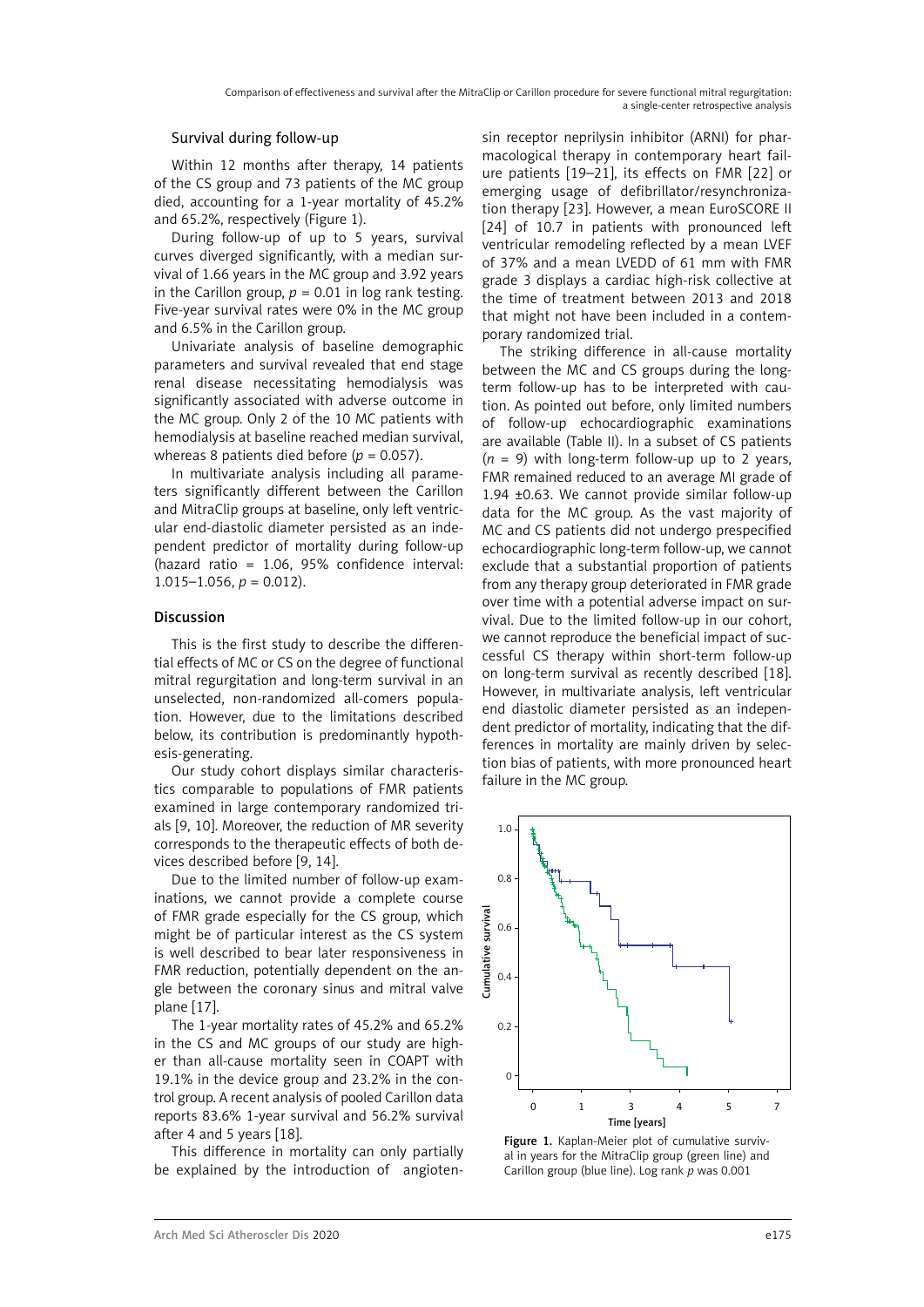## Survival during follow-up

Within 12 months after therapy, 14 patients of the CS group and 73 patients of the MC group died, accounting for a 1-year mortality of 45.2% and 65.2%, respectively (Figure 1).

During follow-up of up to 5 years, survival curves diverged significantly, with a median survival of 1.66 years in the MC group and 3.92 years in the Carillon group, $p = 0.01$ in log rank testing. Five-year survival rates were 0% in the MC group and 6.5% in the Carillon group.

Univariate analysis of baseline demographic parameters and survival revealed that end stage renal disease necessitating hemodialysis was significantly associated with adverse outcome in the MC group. Only 2 of the 10 MC patients with hemodialysis at baseline reached median survival, whereas 8 patients died before ($p = 0.057$).

In multivariate analysis including all parameters significantly different between the Carillon and MitraClip groups at baseline, only left ventricular end-diastolic diameter persisted as an independent predictor of mortality during follow-up (hazard ratio = 1.06, 95% confidence interval: 1.015–1.056, $p = 0.012$).

## Discussion

This is the first study to describe the differential effects of MC or CS on the degree of functional mitral regurgitation and long-term survival in an unselected, non-randomized all-comers population. However, due to the limitations described below, its contribution is predominantly hypothesis-generating.

Our study cohort displays similar characteristics comparable to populations of FMR patients examined in large contemporary randomized trials [9, 10]. Moreover, the reduction of MR severity corresponds to the therapeutic effects of both devices described before [9, 14].

Due to the limited number of follow-up examinations, we cannot provide a complete course of FMR grade especially for the CS group, which might be of particular interest as the CS system is well described to bear later responsiveness in FMR reduction, potentially dependent on the angle between the coronary sinus and mitral valve plane [17].

The 1-year mortality rates of 45.2% and 65.2% in the CS and MC groups of our study are higher than all-cause mortality seen in COAPT with 19.1% in the device group and 23.2% in the control group. A recent analysis of pooled Carillon data reports 83.6% 1-year survival and 56.2% survival after 4 and 5 years [18].

This difference in mortality can only partially be explained by the introduction of angiotensin receptor neprilysin inhibitor (ARNI) for pharmacological therapy in contemporary heart failure patients [19–21], its effects on FMR [22] or emerging usage of defibrillator/resynchronization therapy [23]. However, a mean EuroSCORE II [24] of 10.7 in patients with pronounced left ventricular remodeling reflected by a mean LVEF of 37% and a mean LVEDD of 61 mm with FMR grade 3 displays a cardiac high-risk collective at the time of treatment between 2013 and 2018 that might not have been included in a contemporary randomized trial.

The striking difference in all-cause mortality between the MC and CS groups during the long-term follow-up has to be interpreted with caution. As pointed out before, only limited numbers of follow-up echocardiographic examinations are available (Table II). In a subset of CS patients ($n = 9$) with long-term follow-up up to 2 years, FMR remained reduced to an average MI grade of 1.94 ±0.63. We cannot provide similar follow-up data for the MC group. As the vast majority of MC and CS patients did not undergo prespecified echocardiographic long-term follow-up, we cannot exclude that a substantial proportion of patients from any therapy group deteriorated in FMR grade over time with a potential adverse impact on survival. Due to the limited follow-up in our cohort, we cannot reproduce the beneficial impact of successful CS therapy within short-term follow-up on long-term survival as recently described [18]. However, in multivariate analysis, left ventricular end diastolic diameter persisted as an independent predictor of mortality, indicating that the differences in mortality are mainly driven by selection bias of patients, with more pronounced heart failure in the MC group.

Figure 1. Kaplan-Meier plot of cumulative survival in years for the MitraClip group (green line) and Carillon group (blue line). Log rank $p$ was 0.001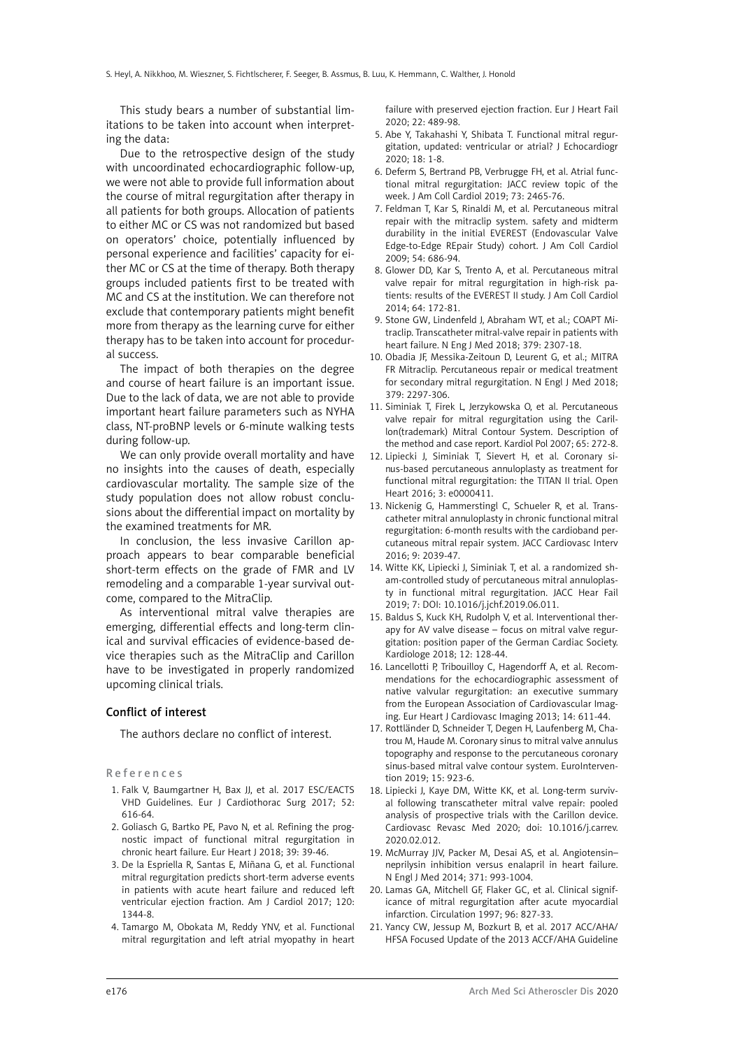This study bears a number of substantial limitations to be taken into account when interpreting the data:

Due to the retrospective design of the study with uncoordinated echocardiographic follow-up, we were not able to provide full information about the course of mitral regurgitation after therapy in all patients for both groups. Allocation of patients to either MC or CS was not randomized but based on operators' choice, potentially influenced by personal experience and facilities' capacity for either MC or CS at the time of therapy. Both therapy groups included patients first to be treated with MC and CS at the institution. We can therefore not exclude that contemporary patients might benefit more from therapy as the learning curve for either therapy has to be taken into account for procedural success.

The impact of both therapies on the degree and course of heart failure is an important issue. Due to the lack of data, we are not able to provide important heart failure parameters such as NYHA class, NT-proBNP levels or 6-minute walking tests during follow-up.

We can only provide overall mortality and have no insights into the causes of death, especially cardiovascular mortality. The sample size of the study population does not allow robust conclusions about the differential impact on mortality by the examined treatments for MR.

In conclusion, the less invasive Carillon approach appears to bear comparable beneficial short-term effects on the grade of FMR and LV remodeling and a comparable 1-year survival outcome, compared to the MitraClip.

As interventional mitral valve therapies are emerging, differential effects and long-term clinical and survival efficacies of evidence-based device therapies such as the MitraClip and Carillon have to be investigated in properly randomized upcoming clinical trials.

## Conflict of interest

The authors declare no conflict of interest.

## References

1. Falk V, Baumgartner H, Bax JJ, et al. 2017 ESC/EACTS VHD Guidelines. Eur J Cardiothorac Surg 2017; 52: 616-64.
2. Goliasch G, Bartko PE, Pavo N, et al. Refining the prognostic impact of functional mitral regurgitation in chronic heart failure. Eur Heart J 2018; 39: 39-46.
3. De la Espriella R, Santas E, Miñana G, et al. Functional mitral regurgitation predicts short-term adverse events in patients with acute heart failure and reduced left ventricular ejection fraction. Am J Cardiol 2017; 120: 1344-8.
4. Tamargo M, Obokata M, Reddy YNV, et al. Functional mitral regurgitation and left atrial myopathy in heart failure with preserved ejection fraction. Eur J Heart Fail 2020; 22: 489-98.
5. Abe Y, Takahashi Y, Shibata T. Functional mitral regurgitation, updated: ventricular or atrial? J Echocardiogr 2020; 18: 1-8.
6. Deferm S, Bertrand PB, Verbrugge FH, et al. Atrial functional mitral regurgitation: JACC review topic of the week. J Am Coll Cardiol 2019; 73: 2465-76.
7. Feldman T, Kar S, Rinaldi M, et al. Percutaneous mitral repair with the mitraclip system. safety and midterm durability in the initial EVEREST (Endovascular Valve Edge-to-Edge REpair Study) cohort. J Am Coll Cardiol 2009; 54: 686-94.
8. Glower DD, Kar S, Trento A, et al. Percutaneous mitral valve repair for mitral regurgitation in high-risk patients: results of the EVEREST II study. J Am Coll Cardiol 2014; 64: 172-81.
9. Stone GW, Lindenfeld J, Abraham WT, et al.; COAPT Mitraclip. Transcatheter mitral-valve repair in patients with heart failure. N Eng J Med 2018; 379: 2307-18.
10. Obadia JF, Messika-Zeitoun D, Leurent G, et al.; MITRA FR Mitraclip. Percutaneous repair or medical treatment for secondary mitral regurgitation. N Engl J Med 2018; 379: 2297-306.
11. Siminiak T, Firek L, Jerzykowska O, et al. Percutaneous valve repair for mitral regurgitation using the Carillon(trademark) Mitral Contour System. Description of the method and case report. Kardiol Pol 2007; 65: 272-8.
12. Lipiecki J, Siminiak T, Sievert H, et al. Coronary sinus-based percutaneous annuloplasty as treatment for functional mitral regurgitation: the TITAN II trial. Open Heart 2016; 3: e0000411.
13. Nickenig G, Hammerstingl C, Schueler R, et al. Transcatheter mitral annuloplasty in chronic functional mitral regurgitation: 6-month results with the cardioband percutaneous mitral repair system. JACC Cardiovasc Interv 2016; 9: 2039-47.
14. Witte KK, Lipiecki J, Siminiak T, et al. a randomized sham-controlled study of percutaneous mitral annuloplasty in functional mitral regurgitation. JACC Hear Fail 2019; 7: DOI: 10.1016/j.jchf.2019.06.011.
15. Baldus S, Kuck KH, Rudolph V, et al. Interventional therapy for AV valve disease – focus on mitral valve regurgitation: position paper of the German Cardiac Society. Kardiologe 2018; 12: 128-44.
16. Lancellotti P, Tribouilloy C, Hagendorff A, et al. Recommendations for the echocardiographic assessment of native valvular regurgitation: an executive summary from the European Association of Cardiovascular Imaging. Eur Heart J Cardiovasc Imaging 2013; 14: 611-44.
17. Rottländer D, Schneider T, Degen H, Laufenberg M, Chatrou M, Haude M. Coronary sinus to mitral valve annulus topography and response to the percutaneous coronary sinus-based mitral valve contour system. EuroIntervention 2019; 15: 923-6.
18. Lipiecki J, Kaye DM, Witte KK, et al. Long-term survival following transcatheter mitral valve repair: pooled analysis of prospective trials with the Carillon device. Cardiovasc Revasc Med 2020; doi: 10.1016/j.carrev.2020.02.012.
19. McMurray JJV, Packer M, Desai AS, et al. Angiotensin–neprilysin inhibition versus enalapril in heart failure. N Engl J Med 2014; 371: 993-1004.
20. Lamas GA, Mitchell GF, Flaker GC, et al. Clinical significance of mitral regurgitation after acute myocardial infarction. Circulation 1997; 96: 827-33.
21. Yancy CW, Jessup M, Bozkurt B, et al. 2017 ACC/AHA/HFSA Focused Update of the 2013 ACCF/AHA Guideline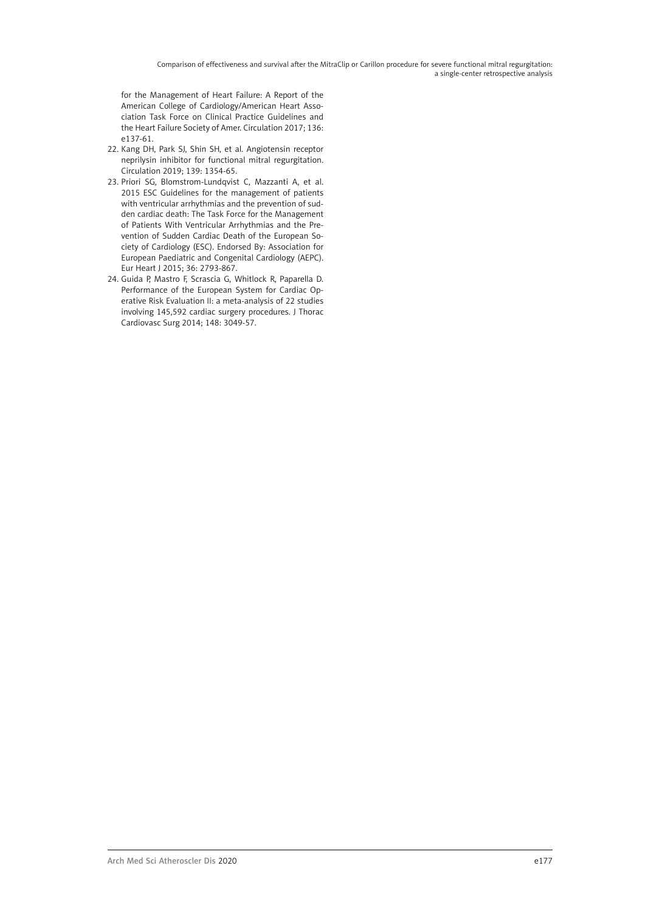for the Management of Heart Failure: A Report of the American College of Cardiology/American Heart Association Task Force on Clinical Practice Guidelines and the Heart Failure Society of Amer. Circulation 2017; 136: e137-61.

22. Kang DH, Park SJ, Shin SH, et al. Angiotensin receptor neprilysin inhibitor for functional mitral regurgitation. Circulation 2019; 139: 1354-65.
23. Priori SG, Blomstrom-Lundqvist C, Mazzanti A, et al. 2015 ESC Guidelines for the management of patients with ventricular arrhythmias and the prevention of sudden cardiac death: The Task Force for the Management of Patients With Ventricular Arrhythmias and the Prevention of Sudden Cardiac Death of the European Society of Cardiology (ESC). Endorsed By: Association for European Paediatric and Congenital Cardiology (AEPC). Eur Heart J 2015; 36: 2793-867.
24. Guida P, Mastro F, Scrascia G, Whitlock R, Paparella D. Performance of the European System for Cardiac Operative Risk Evaluation II: a meta-analysis of 22 studies involving 145,592 cardiac surgery procedures. J Thorac Cardiovasc Surg 2014; 148: 3049-57.